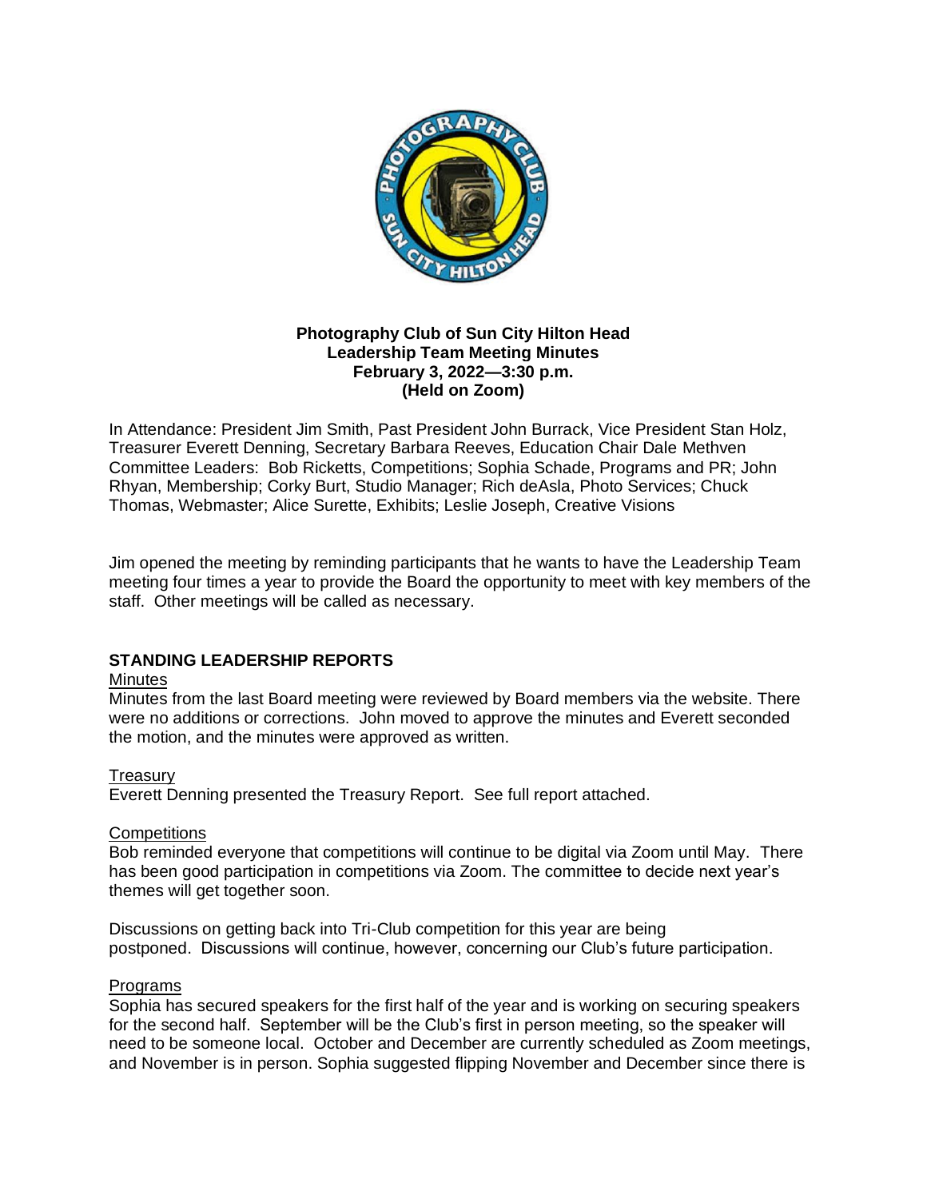**Photography Club of Sun City Hilton Head**
**Leadership Team Meeting Minutes**
**February 3, 2022—3:30 p.m.**
**(Held on Zoom)**

In Attendance: President Jim Smith, Past President John Burrack, Vice President Stan Holz, Treasurer Everett Denning, Secretary Barbara Reeves, Education Chair Dale Methven
Committee Leaders: Bob Ricketts, Competitions; Sophia Schade, Programs and PR; John Rhyan, Membership; Corky Burt, Studio Manager; Rich deAsla, Photo Services; Chuck Thomas, Webmaster; Alice Surette, Exhibits; Leslie Joseph, Creative Visions

Jim opened the meeting by reminding participants that he wants to have the Leadership Team meeting four times a year to provide the Board the opportunity to meet with key members of the staff. Other meetings will be called as necessary.

## STANDING LEADERSHIP REPORTS

### Minutes

Minutes from the last Board meeting were reviewed by Board members via the website. There were no additions or corrections. John moved to approve the minutes and Everett seconded the motion, and the minutes were approved as written.

### Treasury

Everett Denning presented the Treasury Report. See full report attached.

### Competitions

Bob reminded everyone that competitions will continue to be digital via Zoom until May. There has been good participation in competitions via Zoom. The committee to decide next year's themes will get together soon.

Discussions on getting back into Tri-Club competition for this year are being postponed. Discussions will continue, however, concerning our Club's future participation.

### Programs

Sophia has secured speakers for the first half of the year and is working on securing speakers for the second half. September will be the Club's first in person meeting, so the speaker will need to be someone local. October and December are currently scheduled as Zoom meetings, and November is in person. Sophia suggested flipping November and December since there is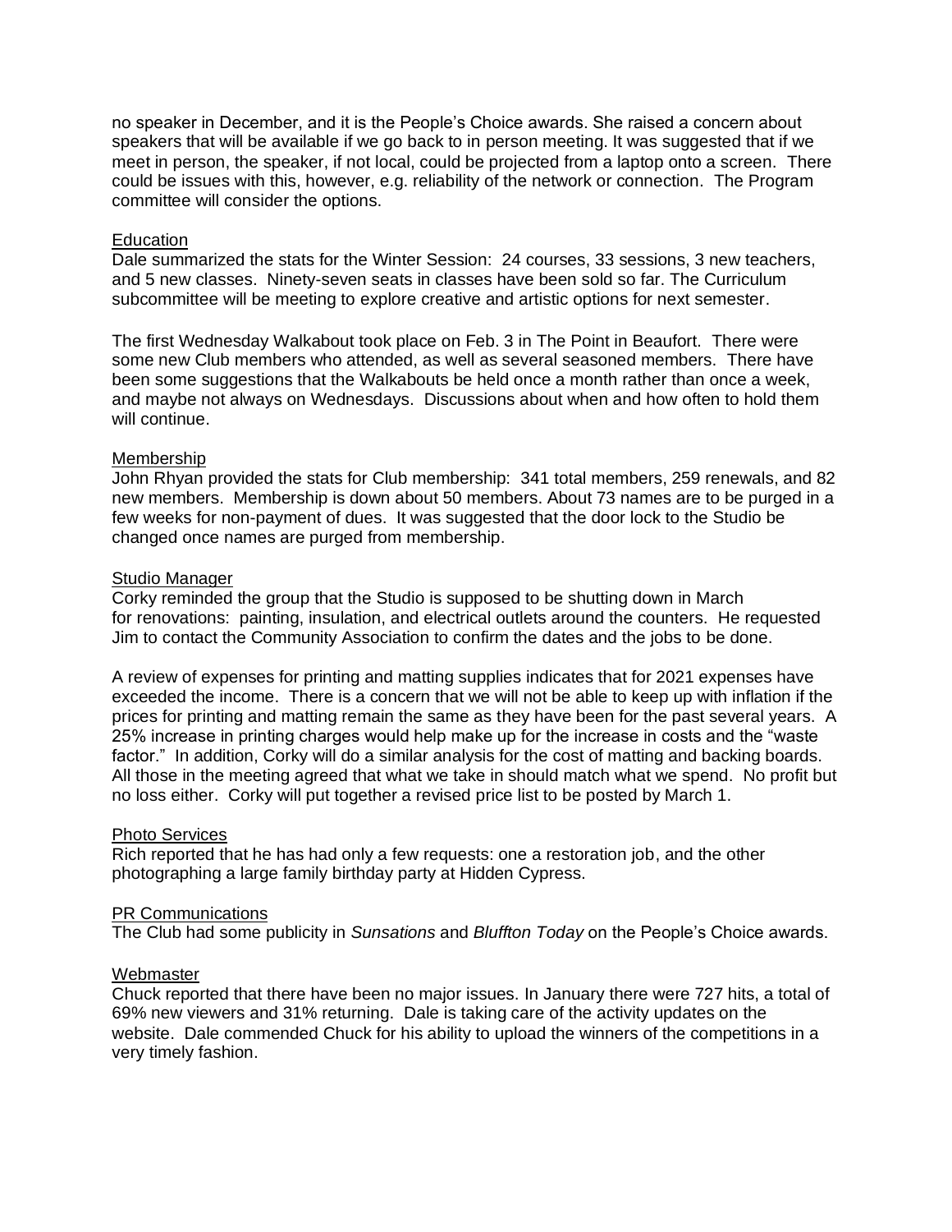no speaker in December, and it is the People's Choice awards. She raised a concern about speakers that will be available if we go back to in person meeting. It was suggested that if we meet in person, the speaker, if not local, could be projected from a laptop onto a screen. There could be issues with this, however, e.g. reliability of the network or connection. The Program committee will consider the options.

Education

Dale summarized the stats for the Winter Session: 24 courses, 33 sessions, 3 new teachers, and 5 new classes. Ninety-seven seats in classes have been sold so far. The Curriculum subcommittee will be meeting to explore creative and artistic options for next semester.

The first Wednesday Walkabout took place on Feb. 3 in The Point in Beaufort. There were some new Club members who attended, as well as several seasoned members. There have been some suggestions that the Walkabouts be held once a month rather than once a week, and maybe not always on Wednesdays. Discussions about when and how often to hold them will continue.

Membership

John Rhyan provided the stats for Club membership: 341 total members, 259 renewals, and 82 new members. Membership is down about 50 members. About 73 names are to be purged in a few weeks for non-payment of dues. It was suggested that the door lock to the Studio be changed once names are purged from membership.

Studio Manager

Corky reminded the group that the Studio is supposed to be shutting down in March for renovations: painting, insulation, and electrical outlets around the counters. He requested Jim to contact the Community Association to confirm the dates and the jobs to be done.

A review of expenses for printing and matting supplies indicates that for 2021 expenses have exceeded the income. There is a concern that we will not be able to keep up with inflation if the prices for printing and matting remain the same as they have been for the past several years. A 25% increase in printing charges would help make up for the increase in costs and the "waste factor." In addition, Corky will do a similar analysis for the cost of matting and backing boards. All those in the meeting agreed that what we take in should match what we spend. No profit but no loss either. Corky will put together a revised price list to be posted by March 1.

Photo Services

Rich reported that he has had only a few requests: one a restoration job, and the other photographing a large family birthday party at Hidden Cypress.

PR Communications

The Club had some publicity in *Sunsations* and *Bluffton Today* on the People's Choice awards.

Webmaster

Chuck reported that there have been no major issues. In January there were 727 hits, a total of 69% new viewers and 31% returning. Dale is taking care of the activity updates on the website. Dale commended Chuck for his ability to upload the winners of the competitions in a very timely fashion.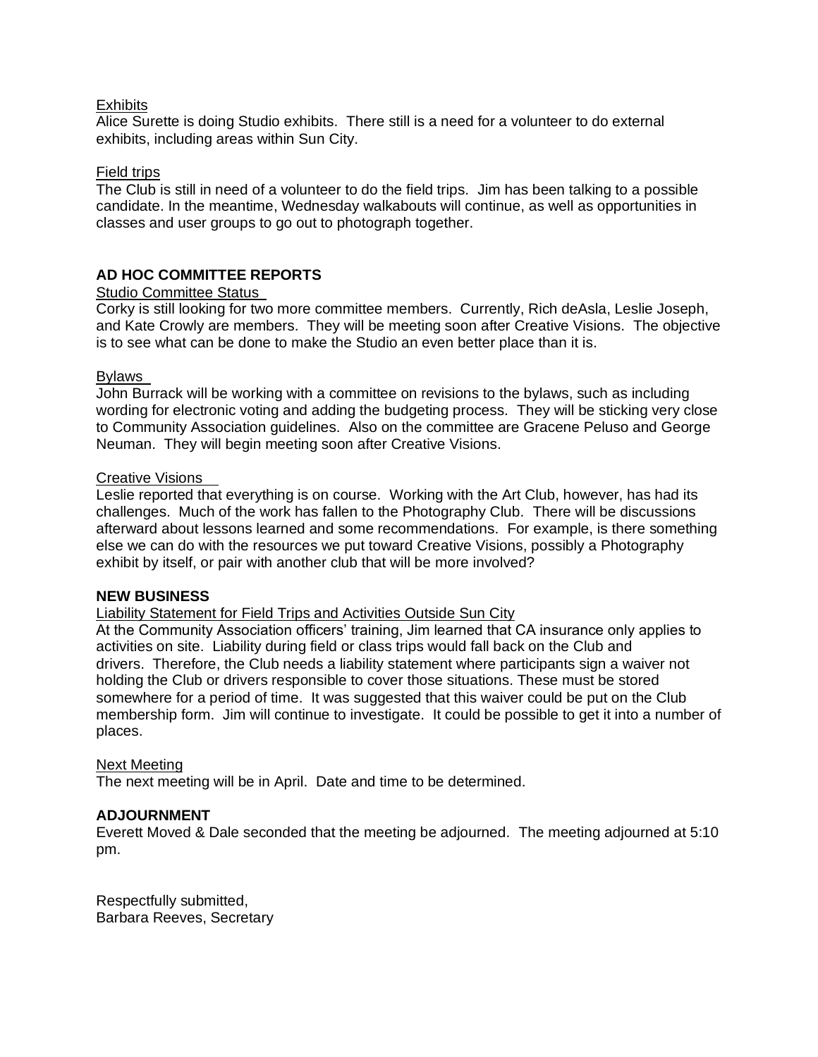Exhibits

Alice Surette is doing Studio exhibits. There still is a need for a volunteer to do external exhibits, including areas within Sun City.

Field trips

The Club is still in need of a volunteer to do the field trips. Jim has been talking to a possible candidate. In the meantime, Wednesday walkabouts will continue, as well as opportunities in classes and user groups to go out to photograph together.

**AD HOC COMMITTEE REPORTS**

Studio Committee Status

Corky is still looking for two more committee members. Currently, Rich deAsla, Leslie Joseph, and Kate Crowly are members. They will be meeting soon after Creative Visions. The objective is to see what can be done to make the Studio an even better place than it is.

Bylaws

John Burrack will be working with a committee on revisions to the bylaws, such as including wording for electronic voting and adding the budgeting process. They will be sticking very close to Community Association guidelines. Also on the committee are Gracene Peluso and George Neuman. They will begin meeting soon after Creative Visions.

Creative Visions

Leslie reported that everything is on course. Working with the Art Club, however, has had its challenges. Much of the work has fallen to the Photography Club. There will be discussions afterward about lessons learned and some recommendations. For example, is there something else we can do with the resources we put toward Creative Visions, possibly a Photography exhibit by itself, or pair with another club that will be more involved?

**NEW BUSINESS**

Liability Statement for Field Trips and Activities Outside Sun City

At the Community Association officers' training, Jim learned that CA insurance only applies to activities on site. Liability during field or class trips would fall back on the Club and drivers. Therefore, the Club needs a liability statement where participants sign a waiver not holding the Club or drivers responsible to cover those situations. These must be stored somewhere for a period of time. It was suggested that this waiver could be put on the Club membership form. Jim will continue to investigate. It could be possible to get it into a number of places.

Next Meeting

The next meeting will be in April. Date and time to be determined.

**ADJOURNMENT**

Everett Moved & Dale seconded that the meeting be adjourned. The meeting adjourned at 5:10 pm.

Respectfully submitted,
Barbara Reeves, Secretary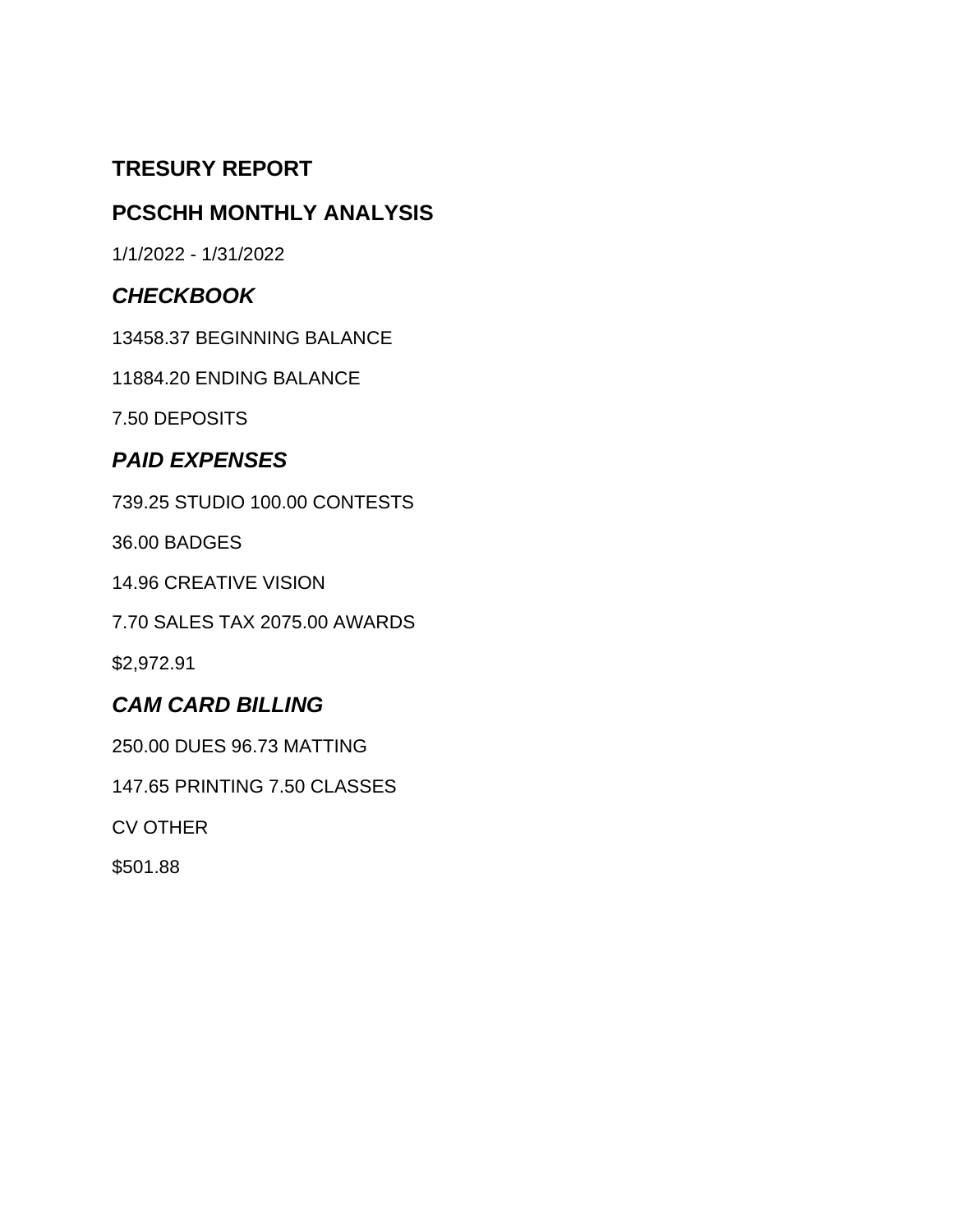## TRESURY REPORT

## PCSCHH MONTHLY ANALYSIS

1/1/2022 - 1/31/2022

### *CHECKBOOK*

13458.37 BEGINNING BALANCE

11884.20 ENDING BALANCE

7.50 DEPOSITS

### *PAID EXPENSES*

739.25 STUDIO 100.00 CONTESTS

36.00 BADGES

14.96 CREATIVE VISION

7.70 SALES TAX 2075.00 AWARDS

$2,972.91

### *CAM CARD BILLING*

250.00 DUES 96.73 MATTING

147.65 PRINTING 7.50 CLASSES

CV OTHER

$501.88